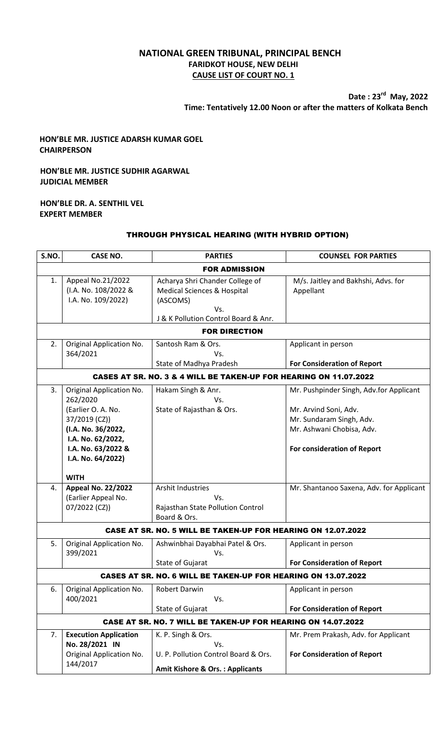# NATIONAL GREEN TRIBUNAL, PRINCIPAL BENCH
## FARIDKOT HOUSE, NEW DELHI
## CAUSE LIST OF COURT NO. 1

**Date : 23rd May, 2022**
**Time: Tentatively 12.00 Noon or after the matters of Kolkata Bench**

**HON'BLE MR. JUSTICE ADARSH KUMAR GOEL**
**CHAIRPERSON**

**HON'BLE MR. JUSTICE SUDHIR AGARWAL**
**JUDICIAL MEMBER**

**HON'BLE DR. A. SENTHIL VEL**
**EXPERT MEMBER**

**THROUGH PHYSICAL HEARING (WITH HYBRID OPTION)**

| S.NO. | CASE NO. | PARTIES | COUNSEL FOR PARTIES |
|---|---|---|---|
| **FOR ADMISSION** | | | |
| 1. | Appeal No.21/2022 (I.A. No. 108/2022 & I.A. No. 109/2022) | Acharya Shri Chander College of Medical Sciences & Hospital (ASCOMS) Vs. J & K Pollution Control Board & Anr. | M/s. Jaitley and Bakhshi, Advs. for Appellant |
| **FOR DIRECTION** | | | |
| 2. | Original Application No. 364/2021 | Santosh Ram & Ors. Vs. State of Madhya Pradesh | Applicant in person<br>**For Consideration of Report** |
| **CASES AT SR. NO. 3 & 4 WILL BE TAKEN-UP FOR HEARING ON 11.07.2022** | | | |
| 3. | Original Application No. 262/2020 (Earlier O. A. No. 37/2019 (CZ)) **(I.A. No. 36/2022, I.A. No. 62/2022, I.A. No. 63/2022 & I.A. No. 64/2022)**<br><br>**WITH** | Hakam Singh & Anr. Vs. State of Rajasthan & Ors. | Mr. Pushpinder Singh, Adv.for Applicant<br><br>Mr. Arvind Soni, Adv.<br>Mr. Sundaram Singh, Adv.<br>Mr. Ashwani Chobisa, Adv.<br><br>**For consideration of Report** |
| 4. | **Appeal No. 22/2022** (Earlier Appeal No. 07/2022 (CZ)) | Arshit Industries Vs. Rajasthan State Pollution Control Board & Ors. | Mr. Shantanoo Saxena, Adv. for Applicant |
| **CASE AT SR. NO. 5 WILL BE TAKEN-UP FOR HEARING ON 12.07.2022** | | | |
| 5. | Original Application No. 399/2021 | Ashwinbhai Dayabhai Patel & Ors. Vs. State of Gujarat | Applicant in person<br>**For Consideration of Report** |
| **CASES AT SR. NO. 6 WILL BE TAKEN-UP FOR HEARING ON 13.07.2022** | | | |
| 6. | Original Application No. 400/2021 | Robert Darwin Vs. State of Gujarat | Applicant in person<br>**For Consideration of Report** |
| **CASE AT SR. NO. 7 WILL BE TAKEN-UP FOR HEARING ON 14.07.2022** | | | |
| 7. | **Execution Application No. 28/2021 IN** Original Application No. 144/2017 | K. P. Singh & Ors. Vs. U. P. Pollution Control Board & Ors.<br>**Amit Kishore & Ors. : Applicants** | Mr. Prem Prakash, Adv. for Applicant<br>**For Consideration of Report** |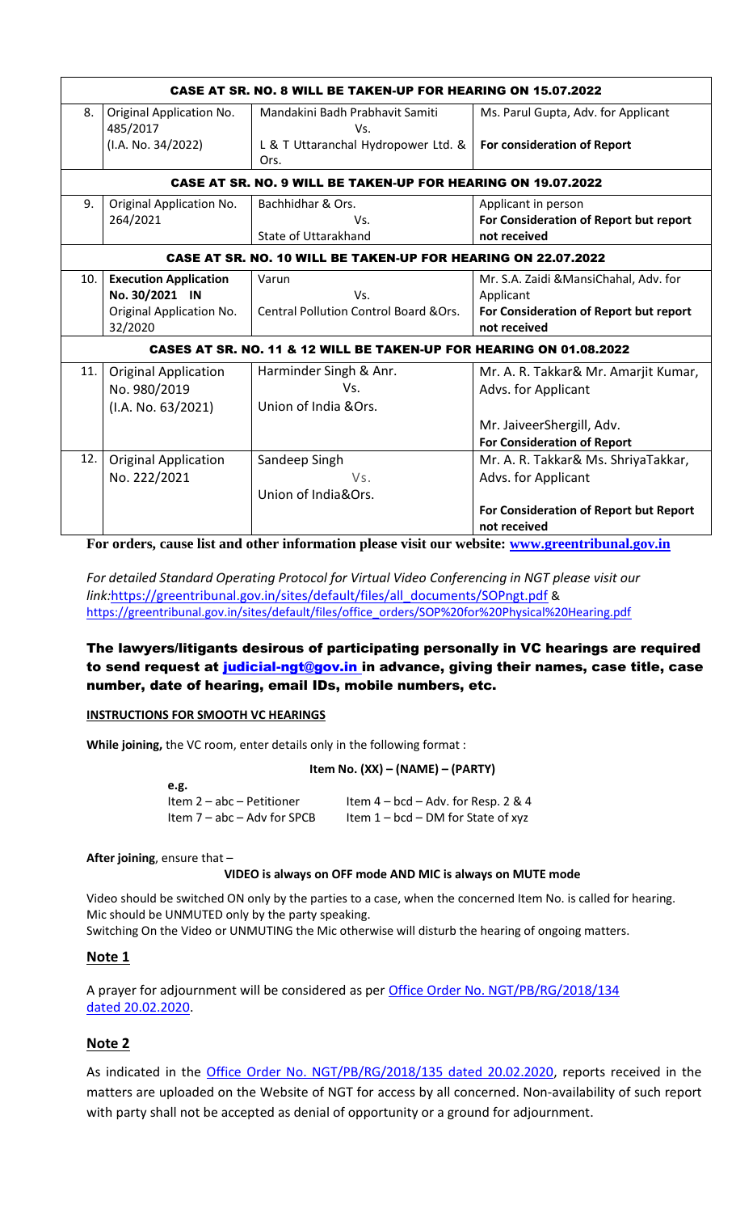| | | | |
|---|---|---|---|
| **CASE AT SR. NO. 8 WILL BE TAKEN-UP FOR HEARING ON 15.07.2022** | | | |
| 8. | Original Application No. 485/2017 (I.A. No. 34/2022) | Mandakini Badh Prabhavit Samiti Vs. L & T Uttaranchal Hydropower Ltd. & Ors. | Ms. Parul Gupta, Adv. for Applicant **For consideration of Report** |
| **CASE AT SR. NO. 9 WILL BE TAKEN-UP FOR HEARING ON 19.07.2022** | | | |
| 9. | Original Application No. 264/2021 | Bachhidhar & Ors. Vs. State of Uttarakhand | Applicant in person **For Consideration of Report but report not received** |
| **CASE AT SR. NO. 10 WILL BE TAKEN-UP FOR HEARING ON 22.07.2022** | | | |
| 10. | **Execution Application No. 30/2021 IN** Original Application No. 32/2020 | Varun Vs. Central Pollution Control Board &Ors. | Mr. S.A. Zaidi &MansiChahal, Adv. for Applicant **For Consideration of Report but report not received** |
| **CASES AT SR. NO. 11 & 12 WILL BE TAKEN-UP FOR HEARING ON 01.08.2022** | | | |
| 11. | Original Application No. 980/2019 (I.A. No. 63/2021) | Harminder Singh & Anr. Vs. Union of India &Ors. | Mr. A. R. Takkar& Mr. Amarjit Kumar, Advs. for Applicant Mr. JaiveerShergill, Adv. **For Consideration of Report** |
| 12. | Original Application No. 222/2021 | Sandeep Singh Vs. Union of India&Ors. | Mr. A. R. Takkar& Ms. ShriyaTakkar, Advs. for Applicant **For Consideration of Report but Report not received** |

**For orders, cause list and other information please visit our website: www.greentribunal.gov.in**

*For detailed Standard Operating Protocol for Virtual Video Conferencing in NGT please visit our link:*https://greentribunal.gov.in/sites/default/files/all_documents/SOPngt.pdf & https://greentribunal.gov.in/sites/default/files/office_orders/SOP%20for%20Physical%20Hearing.pdf

**The lawyers/litigants desirous of participating personally in VC hearings are required to send request at judicial-ngt@gov.in in advance, giving their names, case title, case number, date of hearing, email IDs, mobile numbers, etc.**

**INSTRUCTIONS FOR SMOOTH VC HEARINGS**

**While joining,** the VC room, enter details only in the following format :

**Item No. (XX) – (NAME) – (PARTY)**

**e.g.**

Item 2 – abc – Petitioner    Item 4 – bcd – Adv. for Resp. 2 & 4
Item 7 – abc – Adv for SPCB    Item 1 – bcd – DM for State of xyz

**After joining**, ensure that –

**VIDEO is always on OFF mode AND MIC is always on MUTE mode**

Video should be switched ON only by the parties to a case, when the concerned Item No. is called for hearing.
Mic should be UNMUTED only by the party speaking.
Switching On the Video or UNMUTING the Mic otherwise will disturb the hearing of ongoing matters.

## Note 1

A prayer for adjournment will be considered as per Office Order No. NGT/PB/RG/2018/134 dated 20.02.2020.

## Note 2

As indicated in the Office Order No. NGT/PB/RG/2018/135 dated 20.02.2020, reports received in the matters are uploaded on the Website of NGT for access by all concerned. Non-availability of such report with party shall not be accepted as denial of opportunity or a ground for adjournment.